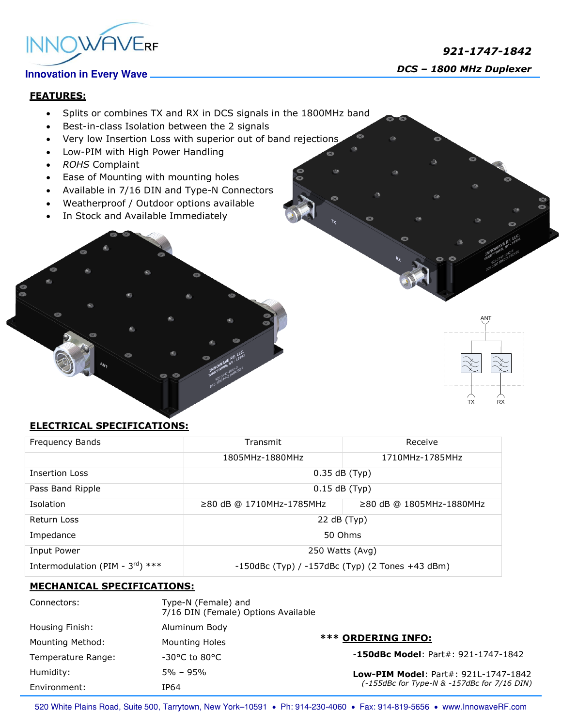INNOWAVE RF

Innovation in Every Wave

*921-1747-1842*

***DCS – 1800 MHz Duplexer***

## FEATURES:

- Splits or combines TX and RX in DCS signals in the 1800MHz band
- Best-in-class Isolation between the 2 signals
- Very low Insertion Loss with superior out of band rejections
- Low-PIM with High Power Handling
- *ROHS* Complaint
- Ease of Mounting with mounting holes
- Available in 7/16 DIN and Type-N Connectors
- Weatherproof / Outdoor options available
- In Stock and Available Immediately

## ELECTRICAL SPECIFICATIONS:

| Frequency Bands | Transmit | Receive |
|---|---|---|
| | 1805MHz-1880MHz | 1710MHz-1785MHz |
| Insertion Loss | 0.35 dB (Typ) | |
| Pass Band Ripple | 0.15 dB (Typ) | |
| Isolation | ≥80 dB @ 1710MHz-1785MHz | ≥80 dB @ 1805MHz-1880MHz |
| Return Loss | 22 dB (Typ) | |
| Impedance | 50 Ohms | |
| Input Power | 250 Watts (Avg) | |
| Intermodulation (PIM - 3rd) *** | -150dBc (Typ) / -157dBc (Typ) (2 Tones +43 dBm) | |

## MECHANICAL SPECIFICATIONS:

| | |
|---|---|
| Connectors: | Type-N (Female) and 7/16 DIN (Female) Options Available |
| Housing Finish: | Aluminum Body |
| Mounting Method: | Mounting Holes |
| Temperature Range: | -30°C to 80°C |
| Humidity: | 5% – 95% |
| Environment: | IP64 |

### *** ORDERING INFO:

-**150dBc Model**: Part#: 921-1747-1842

**Low-PIM Model**: Part#: 921L-1747-1842
*(-155dBc for Type-N & -157dBc for 7/16 DIN)*

520 White Plains Road, Suite 500, Tarrytown, New York–10591 • Ph: 914-230-4060 • Fax: 914-819-5656 • www.InnowaveRF.com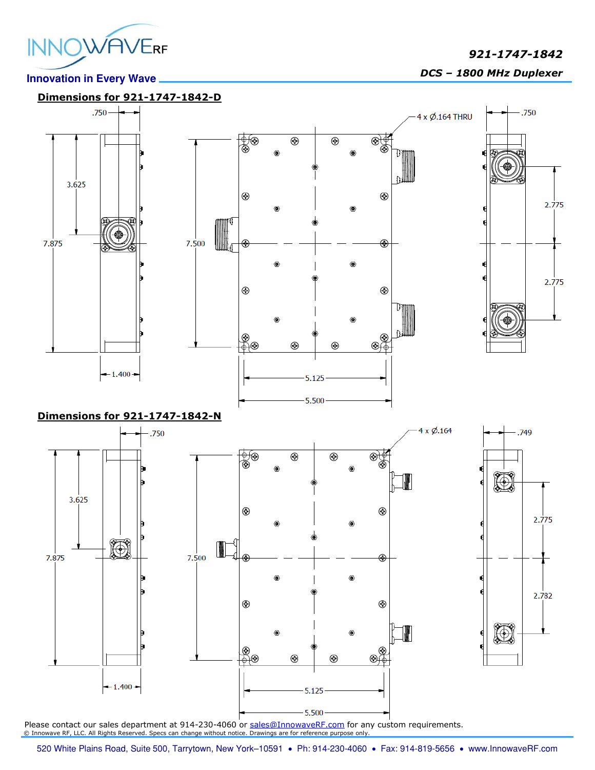# 921-1747-1842

## DCS – 1800 MHz Duplexer

### Dimensions for 921-1747-1842-D

.750
3.625
7.875
1.400
7.500
4 x Ø.164 THRU
5.125
5.500
.750
2.775
2.775

### Dimensions for 921-1747-1842-N

.750
3.625
7.875
1.400
7.500
4 x Ø.164
5.125
5.500
.749
2.775
2.782

Please contact our sales department at 914-230-4060 or sales@InnowaveRF.com for any custom requirements.

© Innowave RF, LLC. All Rights Reserved. Specs can change without notice. Drawings are for reference purpose only.

520 White Plains Road, Suite 500, Tarrytown, New York–10591 • Ph: 914-230-4060 • Fax: 914-819-5656 • www.InnowaveRF.com